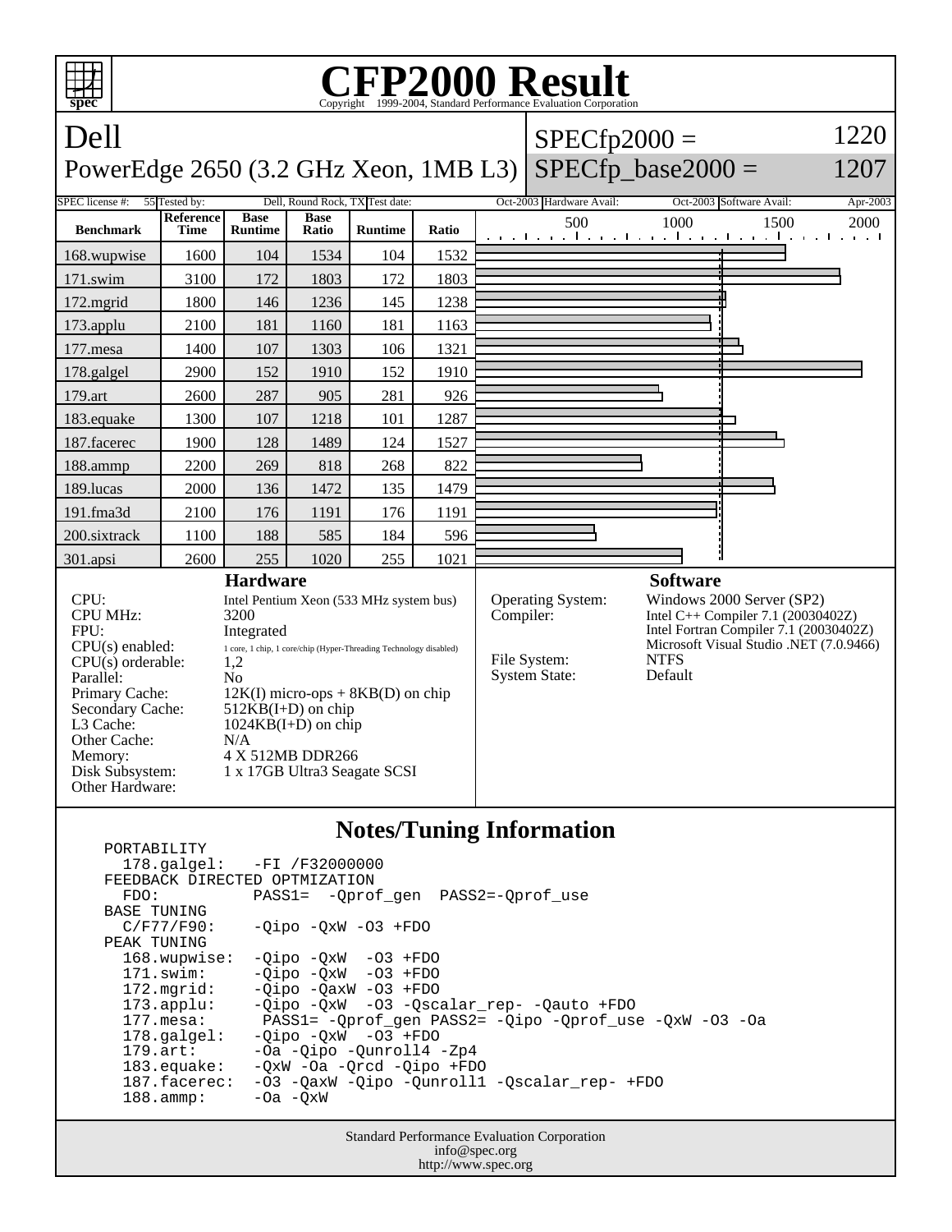# CFP2000 Result

Copyright 1999-2004, Standard Performance Evaluation Corporation

**Dell**
PowerEdge 2650 (3.2 GHz Xeon, 1MB L3)

SPECfp2000 = 1220
SPECfp_base2000 = 1207

| SPEC license #: | 55 | Tested by: | Dell, Round Rock, TX | Test date: | Oct-2003 | Hardware Avail: | Oct-2003 | Software Avail: | Apr-2003 |
|---|---|---|---|---|---|---|---|---|---|

| Benchmark | Reference Time | Base Runtime | Base Ratio | Runtime | Ratio |
|---|---|---|---|---|---|
| 168.wupwise | 1600 | 104 | 1534 | 104 | 1532 |
| 171.swim | 3100 | 172 | 1803 | 172 | 1803 |
| 172.mgrid | 1800 | 146 | 1236 | 145 | 1238 |
| 173.applu | 2100 | 181 | 1160 | 181 | 1163 |
| 177.mesa | 1400 | 107 | 1303 | 106 | 1321 |
| 178.galgel | 2900 | 152 | 1910 | 152 | 1910 |
| 179.art | 2600 | 287 | 905 | 281 | 926 |
| 183.equake | 1300 | 107 | 1218 | 101 | 1287 |
| 187.facerec | 1900 | 128 | 1489 | 124 | 1527 |
| 188.ammp | 2200 | 269 | 818 | 268 | 822 |
| 189.lucas | 2000 | 136 | 1472 | 135 | 1479 |
| 191.fma3d | 2100 | 176 | 1191 | 176 | 1191 |
| 200.sixtrack | 1100 | 188 | 585 | 184 | 596 |
| 301.apsi | 2600 | 255 | 1020 | 255 | 1021 |

## Hardware

| | |
|---|---|
| CPU: | Intel Pentium Xeon (533 MHz system bus) |
| CPU MHz: | 3200 |
| FPU: | Integrated |
| CPU(s) enabled: | 1 core, 1 chip, 1 core/chip (Hyper-Threading Technology disabled) |
| CPU(s) orderable: | 1,2 |
| Parallel: | No |
| Primary Cache: | 12K(I) micro-ops + 8KB(D) on chip |
| Secondary Cache: | 512KB(I+D) on chip |
| L3 Cache: | 1024KB(I+D) on chip |
| Other Cache: | N/A |
| Memory: | 4 X 512MB DDR266 |
| Disk Subsystem: | 1 x 17GB Ultra3 Seagate SCSI |
| Other Hardware: | |

## Software

| | |
|---|---|
| Operating System: | Windows 2000 Server (SP2) |
| Compiler: | Intel C++ Compiler 7.1 (20030402Z)<br>Intel Fortran Compiler 7.1 (20030402Z)<br>Microsoft Visual Studio .NET (7.0.9466) |
| File System: | NTFS |
| System State: | Default |

## Notes/Tuning Information

```
PORTABILITY
  178.galgel:   -FI /F32000000
FEEDBACK DIRECTED OPTMIZATION
  FDO:          PASS1=  -Qprof_gen  PASS2=-Qprof_use
BASE TUNING
  C/F77/F90:    -Qipo -QxW -O3 +FDO
PEAK TUNING
  168.wupwise:  -Qipo -QxW  -O3 +FDO
  171.swim:     -Qipo -QxW  -O3 +FDO
  172.mgrid:    -Qipo -QaxW -O3 +FDO
  173.applu:    -Qipo -QxW  -O3 -Qscalar_rep- -Qauto +FDO
  177.mesa:      PASS1= -Qprof_gen PASS2= -Qipo -Qprof_use -QxW -O3 -Oa
  178.galgel:   -Qipo -QxW  -O3 +FDO
  179.art:      -Oa -Qipo -Qunroll4 -Zp4
  183.equake:   -QxW -Oa -Qrcd -Qipo +FDO
  187.facerec:  -O3 -QaxW -Qipo -Qunroll1 -Qscalar_rep- +FDO
  188.ammp:     -Oa -QxW
```

Standard Performance Evaluation Corporation
info@spec.org
http://www.spec.org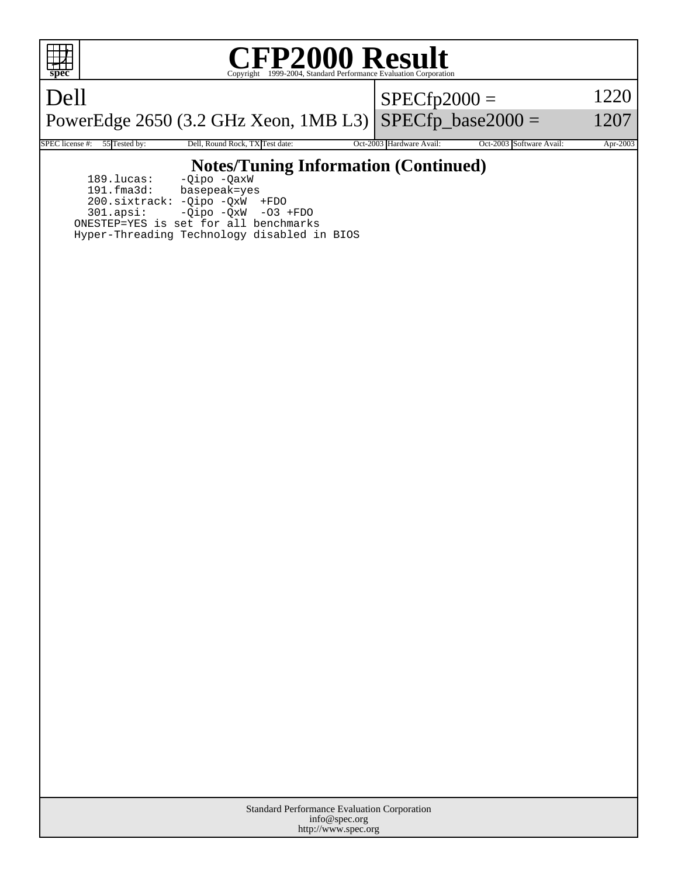# CFP2000 Result

Copyright 1999-2004, Standard Performance Evaluation Corporation

Dell

PowerEdge 2650 (3.2 GHz Xeon, 1MB L3)

SPECfp2000 = 1220

SPECfp_base2000 = 1207

SPEC license #: 55 Tested by: Dell, Round Rock, TX Test date: Oct-2003 Hardware Avail: Oct-2003 Software Avail: Apr-2003

## Notes/Tuning Information (Continued)

```
  189.lucas:    -Qipo -QaxW
  191.fma3d:    basepeak=yes
  200.sixtrack: -Qipo -QxW  +FDO
  301.apsi:     -Qipo -QxW  -O3 +FDO
ONESTEP=YES is set for all benchmarks
Hyper-Threading Technology disabled in BIOS
```

Standard Performance Evaluation Corporation
info@spec.org
http://www.spec.org